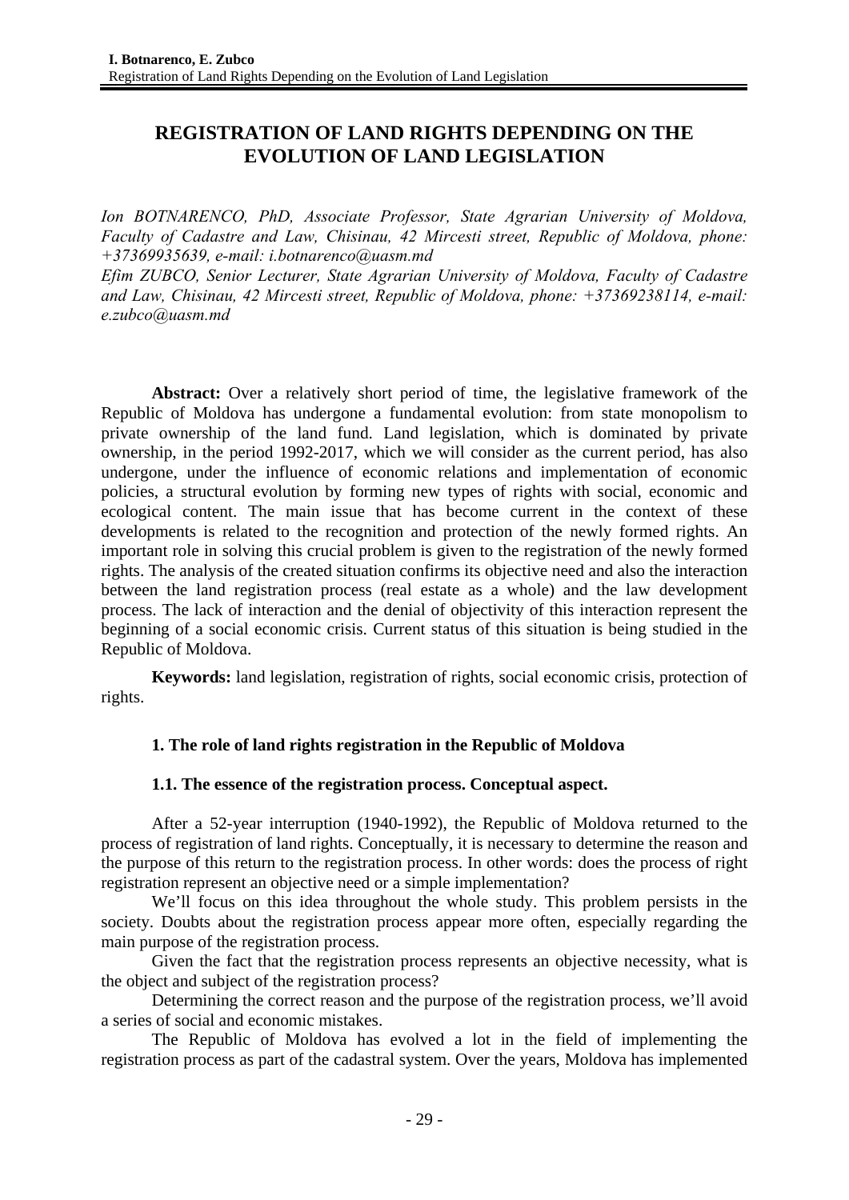# REGISTRATION OF LAND RIGHTS DEPENDING ON THE EVOLUTION OF LAND LEGISLATION

*Ion BOTNARENCO, PhD, Associate Professor, State Agrarian University of Moldova, Faculty of Cadastre and Law, Chisinau, 42 Mircesti street, Republic of Moldova, phone: +37369935639, e-mail: i.botnarenco@uasm.md*
*Efim ZUBCO, Senior Lecturer, State Agrarian University of Moldova, Faculty of Cadastre and Law, Chisinau, 42 Mircesti street, Republic of Moldova, phone: +37369238114, e-mail: e.zubco@uasm.md*

**Abstract:** Over a relatively short period of time, the legislative framework of the Republic of Moldova has undergone a fundamental evolution: from state monopolism to private ownership of the land fund. Land legislation, which is dominated by private ownership, in the period 1992-2017, which we will consider as the current period, has also undergone, under the influence of economic relations and implementation of economic policies, a structural evolution by forming new types of rights with social, economic and ecological content. The main issue that has become current in the context of these developments is related to the recognition and protection of the newly formed rights. An important role in solving this crucial problem is given to the registration of the newly formed rights. The analysis of the created situation confirms its objective need and also the interaction between the land registration process (real estate as a whole) and the law development process. The lack of interaction and the denial of objectivity of this interaction represent the beginning of a social economic crisis. Current status of this situation is being studied in the Republic of Moldova.

**Keywords:** land legislation, registration of rights, social economic crisis, protection of rights.

## 1. The role of land rights registration in the Republic of Moldova

### 1.1. The essence of the registration process. Conceptual aspect.

After a 52-year interruption (1940-1992), the Republic of Moldova returned to the process of registration of land rights. Conceptually, it is necessary to determine the reason and the purpose of this return to the registration process. In other words: does the process of right registration represent an objective need or a simple implementation?

We'll focus on this idea throughout the whole study. This problem persists in the society. Doubts about the registration process appear more often, especially regarding the main purpose of the registration process.

Given the fact that the registration process represents an objective necessity, what is the object and subject of the registration process?

Determining the correct reason and the purpose of the registration process, we'll avoid a series of social and economic mistakes.

The Republic of Moldova has evolved a lot in the field of implementing the registration process as part of the cadastral system. Over the years, Moldova has implemented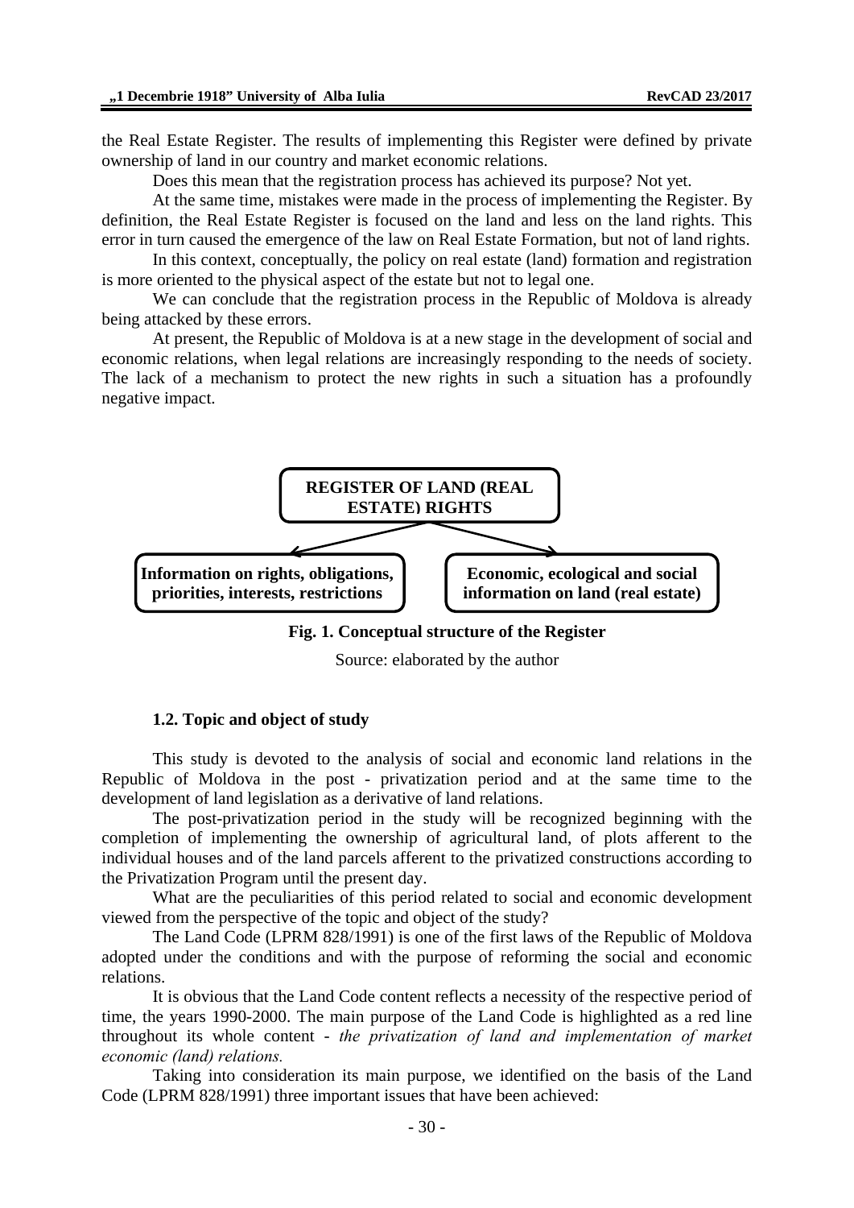the Real Estate Register. The results of implementing this Register were defined by private ownership of land in our country and market economic relations.

Does this mean that the registration process has achieved its purpose? Not yet.

At the same time, mistakes were made in the process of implementing the Register. By definition, the Real Estate Register is focused on the land and less on the land rights. This error in turn caused the emergence of the law on Real Estate Formation, but not of land rights.

In this context, conceptually, the policy on real estate (land) formation and registration is more oriented to the physical aspect of the estate but not to legal one.

We can conclude that the registration process in the Republic of Moldova is already being attacked by these errors.

At present, the Republic of Moldova is at a new stage in the development of social and economic relations, when legal relations are increasingly responding to the needs of society. The lack of a mechanism to protect the new rights in such a situation has a profoundly negative impact.

**REGISTER OF LAND (REAL ESTATE) RIGHTS**

**Information on rights, obligations, priorities, interests, restrictions**

**Economic, ecological and social information on land (real estate)**

**Fig. 1. Conceptual structure of the Register**

Source: elaborated by the author

### 1.2. Topic and object of study

This study is devoted to the analysis of social and economic land relations in the Republic of Moldova in the post - privatization period and at the same time to the development of land legislation as a derivative of land relations.

The post-privatization period in the study will be recognized beginning with the completion of implementing the ownership of agricultural land, of plots afferent to the individual houses and of the land parcels afferent to the privatized constructions according to the Privatization Program until the present day.

What are the peculiarities of this period related to social and economic development viewed from the perspective of the topic and object of the study?

The Land Code (LPRM 828/1991) is one of the first laws of the Republic of Moldova adopted under the conditions and with the purpose of reforming the social and economic relations.

It is obvious that the Land Code content reflects a necessity of the respective period of time, the years 1990-2000. The main purpose of the Land Code is highlighted as a red line throughout its whole content - *the privatization of land and implementation of market economic (land) relations.*

Taking into consideration its main purpose, we identified on the basis of the Land Code (LPRM 828/1991) three important issues that have been achieved: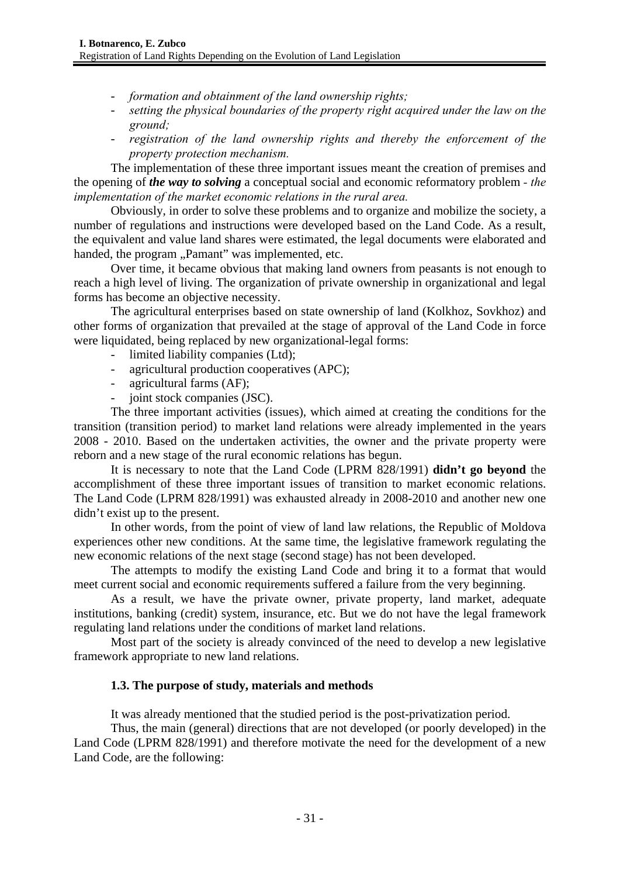- *formation and obtainment of the land ownership rights;*
- *setting the physical boundaries of the property right acquired under the law on the ground;*
- *registration of the land ownership rights and thereby the enforcement of the property protection mechanism.*

The implementation of these three important issues meant the creation of premises and the opening of ***the way to solving*** a conceptual social and economic reformatory problem - *the implementation of the market economic relations in the rural area.*

Obviously, in order to solve these problems and to organize and mobilize the society, a number of regulations and instructions were developed based on the Land Code. As a result, the equivalent and value land shares were estimated, the legal documents were elaborated and handed, the program „Pamant" was implemented, etc.

Over time, it became obvious that making land owners from peasants is not enough to reach a high level of living. The organization of private ownership in organizational and legal forms has become an objective necessity.

The agricultural enterprises based on state ownership of land (Kolkhoz, Sovkhoz) and other forms of organization that prevailed at the stage of approval of the Land Code in force were liquidated, being replaced by new organizational-legal forms:

- limited liability companies (Ltd);
- agricultural production cooperatives (APC);
- agricultural farms (AF);
- joint stock companies (JSC).

The three important activities (issues), which aimed at creating the conditions for the transition (transition period) to market land relations were already implemented in the years 2008 - 2010. Based on the undertaken activities, the owner and the private property were reborn and a new stage of the rural economic relations has begun.

It is necessary to note that the Land Code (LPRM 828/1991) **didn't go beyond** the accomplishment of these three important issues of transition to market economic relations. The Land Code (LPRM 828/1991) was exhausted already in 2008-2010 and another new one didn't exist up to the present.

In other words, from the point of view of land law relations, the Republic of Moldova experiences other new conditions. At the same time, the legislative framework regulating the new economic relations of the next stage (second stage) has not been developed.

The attempts to modify the existing Land Code and bring it to a format that would meet current social and economic requirements suffered a failure from the very beginning.

As a result, we have the private owner, private property, land market, adequate institutions, banking (credit) system, insurance, etc. But we do not have the legal framework regulating land relations under the conditions of market land relations.

Most part of the society is already convinced of the need to develop a new legislative framework appropriate to new land relations.

### 1.3. The purpose of study, materials and methods

It was already mentioned that the studied period is the post-privatization period.

Thus, the main (general) directions that are not developed (or poorly developed) in the Land Code (LPRM 828/1991) and therefore motivate the need for the development of a new Land Code, are the following: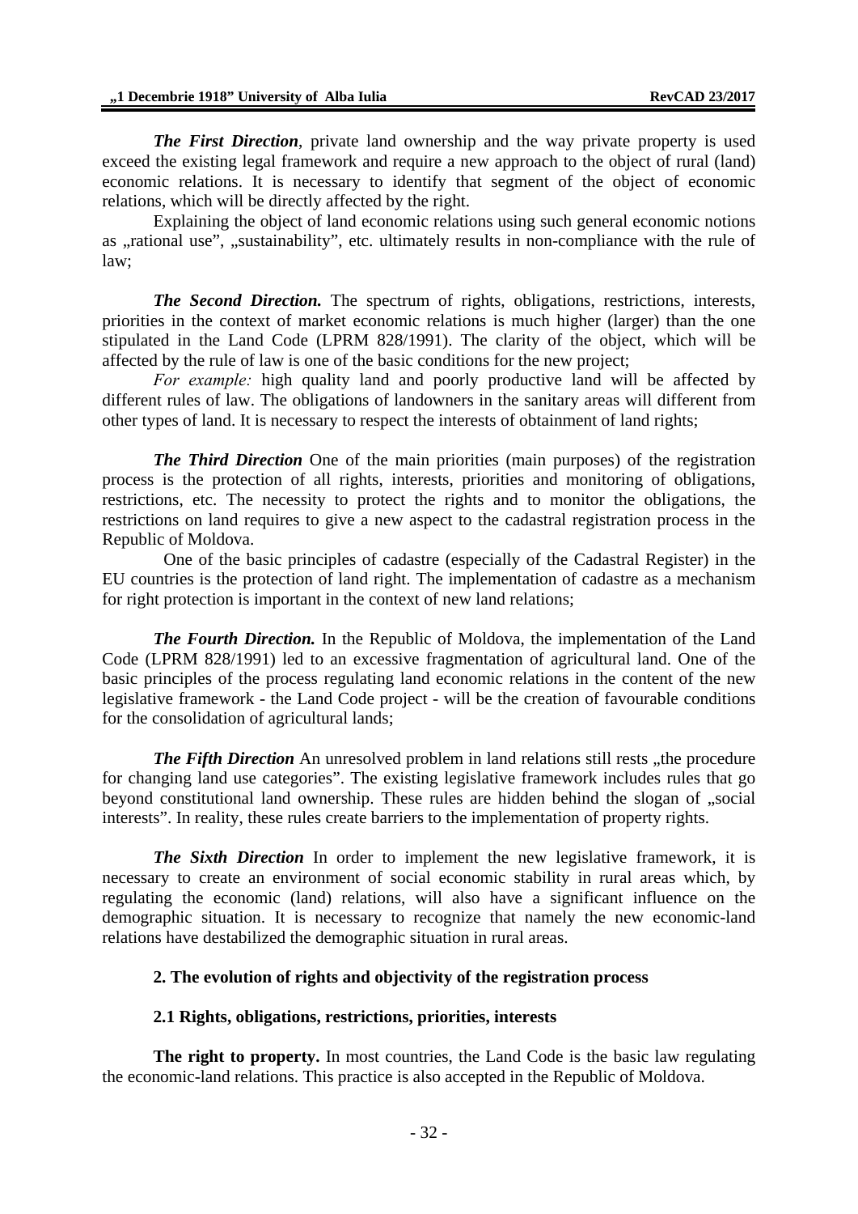***The First Direction***, private land ownership and the way private property is used exceed the existing legal framework and require a new approach to the object of rural (land) economic relations. It is necessary to identify that segment of the object of economic relations, which will be directly affected by the right.

Explaining the object of land economic relations using such general economic notions as „rational use", „sustainability", etc. ultimately results in non-compliance with the rule of law;

***The Second Direction.*** The spectrum of rights, obligations, restrictions, interests, priorities in the context of market economic relations is much higher (larger) than the one stipulated in the Land Code (LPRM 828/1991). The clarity of the object, which will be affected by the rule of law is one of the basic conditions for the new project;

*For example:* high quality land and poorly productive land will be affected by different rules of law. The obligations of landowners in the sanitary areas will different from other types of land. It is necessary to respect the interests of obtainment of land rights;

***The Third Direction*** One of the main priorities (main purposes) of the registration process is the protection of all rights, interests, priorities and monitoring of obligations, restrictions, etc. The necessity to protect the rights and to monitor the obligations, the restrictions on land requires to give a new aspect to the cadastral registration process in the Republic of Moldova.

One of the basic principles of cadastre (especially of the Cadastral Register) in the EU countries is the protection of land right. The implementation of cadastre as a mechanism for right protection is important in the context of new land relations;

***The Fourth Direction.*** In the Republic of Moldova, the implementation of the Land Code (LPRM 828/1991) led to an excessive fragmentation of agricultural land. One of the basic principles of the process regulating land economic relations in the content of the new legislative framework - the Land Code project - will be the creation of favourable conditions for the consolidation of agricultural lands;

***The Fifth Direction*** An unresolved problem in land relations still rests „the procedure for changing land use categories". The existing legislative framework includes rules that go beyond constitutional land ownership. These rules are hidden behind the slogan of „social interests". In reality, these rules create barriers to the implementation of property rights.

***The Sixth Direction*** In order to implement the new legislative framework, it is necessary to create an environment of social economic stability in rural areas which, by regulating the economic (land) relations, will also have a significant influence on the demographic situation. It is necessary to recognize that namely the new economic-land relations have destabilized the demographic situation in rural areas.

## 2. The evolution of rights and objectivity of the registration process

### 2.1 Rights, obligations, restrictions, priorities, interests

**The right to property.** In most countries, the Land Code is the basic law regulating the economic-land relations. This practice is also accepted in the Republic of Moldova.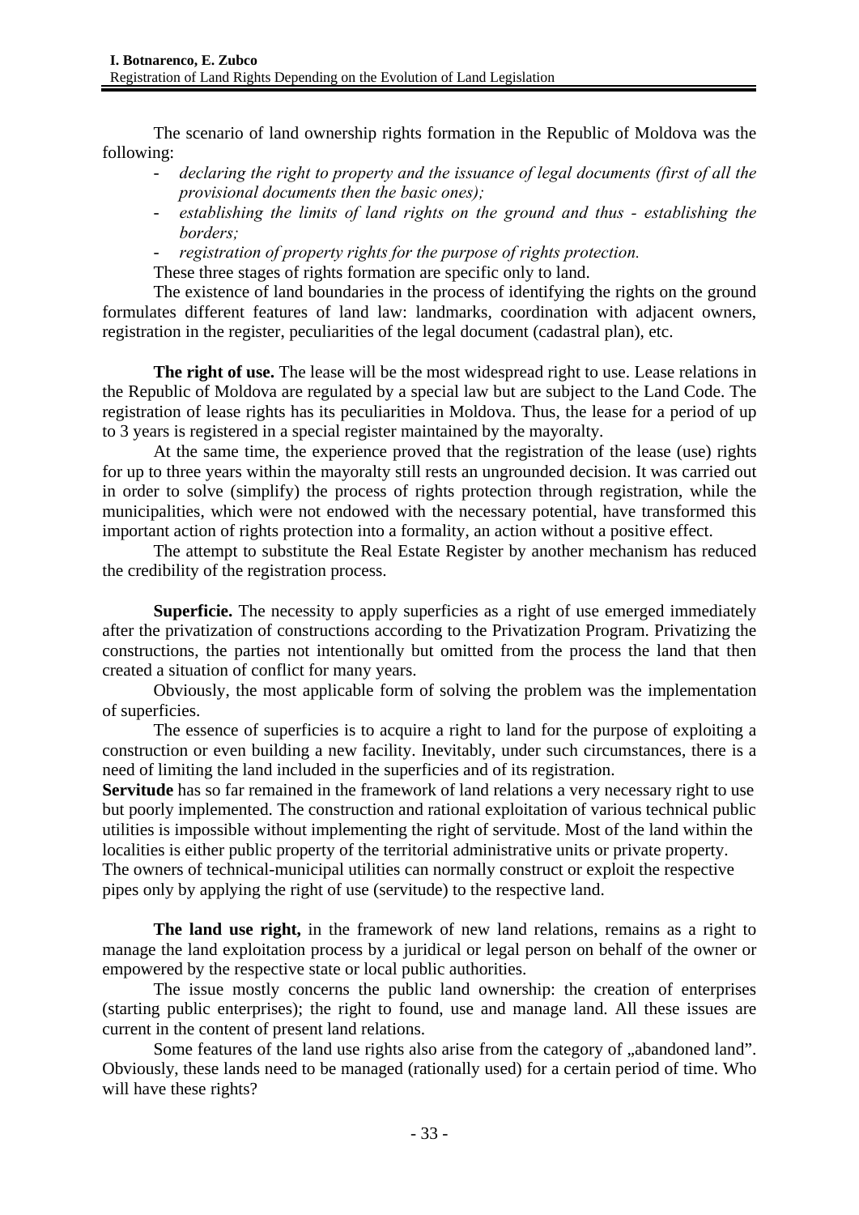The scenario of land ownership rights formation in the Republic of Moldova was the following:

- *declaring the right to property and the issuance of legal documents (first of all the provisional documents then the basic ones);*
- *establishing the limits of land rights on the ground and thus - establishing the borders;*
- *registration of property rights for the purpose of rights protection.*

These three stages of rights formation are specific only to land.

The existence of land boundaries in the process of identifying the rights on the ground formulates different features of land law: landmarks, coordination with adjacent owners, registration in the register, peculiarities of the legal document (cadastral plan), etc.

**The right of use.** The lease will be the most widespread right to use. Lease relations in the Republic of Moldova are regulated by a special law but are subject to the Land Code. The registration of lease rights has its peculiarities in Moldova. Thus, the lease for a period of up to 3 years is registered in a special register maintained by the mayoralty.

At the same time, the experience proved that the registration of the lease (use) rights for up to three years within the mayoralty still rests an ungrounded decision. It was carried out in order to solve (simplify) the process of rights protection through registration, while the municipalities, which were not endowed with the necessary potential, have transformed this important action of rights protection into a formality, an action without a positive effect.

The attempt to substitute the Real Estate Register by another mechanism has reduced the credibility of the registration process.

**Superficie.** The necessity to apply superficies as a right of use emerged immediately after the privatization of constructions according to the Privatization Program. Privatizing the constructions, the parties not intentionally but omitted from the process the land that then created a situation of conflict for many years.

Obviously, the most applicable form of solving the problem was the implementation of superficies.

The essence of superficies is to acquire a right to land for the purpose of exploiting a construction or even building a new facility. Inevitably, under such circumstances, there is a need of limiting the land included in the superficies and of its registration.

**Servitude** has so far remained in the framework of land relations a very necessary right to use but poorly implemented. The construction and rational exploitation of various technical public utilities is impossible without implementing the right of servitude. Most of the land within the localities is either public property of the territorial administrative units or private property. The owners of technical-municipal utilities can normally construct or exploit the respective pipes only by applying the right of use (servitude) to the respective land.

**The land use right,** in the framework of new land relations, remains as a right to manage the land exploitation process by a juridical or legal person on behalf of the owner or empowered by the respective state or local public authorities.

The issue mostly concerns the public land ownership: the creation of enterprises (starting public enterprises); the right to found, use and manage land. All these issues are current in the content of present land relations.

Some features of the land use rights also arise from the category of „abandoned land". Obviously, these lands need to be managed (rationally used) for a certain period of time. Who will have these rights?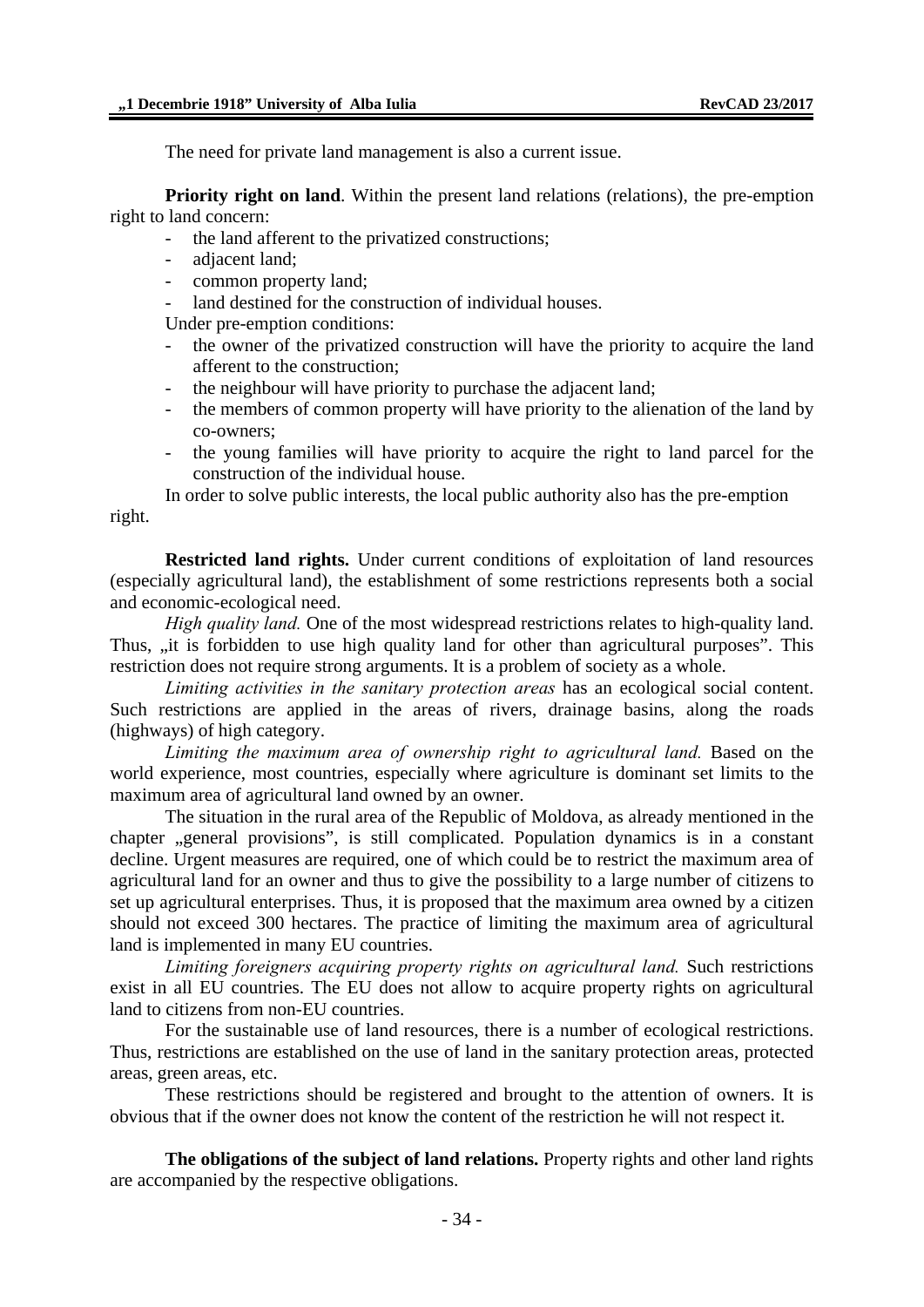The need for private land management is also a current issue.

**Priority right on land**. Within the present land relations (relations), the pre-emption right to land concern:

- the land afferent to the privatized constructions;
- adjacent land;
- common property land;
- land destined for the construction of individual houses.

Under pre-emption conditions:

- the owner of the privatized construction will have the priority to acquire the land afferent to the construction;
- the neighbour will have priority to purchase the adjacent land;
- the members of common property will have priority to the alienation of the land by co-owners;
- the young families will have priority to acquire the right to land parcel for the construction of the individual house.

In order to solve public interests, the local public authority also has the pre-emption right.

**Restricted land rights.** Under current conditions of exploitation of land resources (especially agricultural land), the establishment of some restrictions represents both a social and economic-ecological need.

*High quality land.* One of the most widespread restrictions relates to high-quality land. Thus, „it is forbidden to use high quality land for other than agricultural purposes". This restriction does not require strong arguments. It is a problem of society as a whole.

*Limiting activities in the sanitary protection areas* has an ecological social content. Such restrictions are applied in the areas of rivers, drainage basins, along the roads (highways) of high category.

*Limiting the maximum area of ownership right to agricultural land.* Based on the world experience, most countries, especially where agriculture is dominant set limits to the maximum area of agricultural land owned by an owner.

The situation in the rural area of the Republic of Moldova, as already mentioned in the chapter „general provisions", is still complicated. Population dynamics is in a constant decline. Urgent measures are required, one of which could be to restrict the maximum area of agricultural land for an owner and thus to give the possibility to a large number of citizens to set up agricultural enterprises. Thus, it is proposed that the maximum area owned by a citizen should not exceed 300 hectares. The practice of limiting the maximum area of agricultural land is implemented in many EU countries.

*Limiting foreigners acquiring property rights on agricultural land.* Such restrictions exist in all EU countries. The EU does not allow to acquire property rights on agricultural land to citizens from non-EU countries.

For the sustainable use of land resources, there is a number of ecological restrictions. Thus, restrictions are established on the use of land in the sanitary protection areas, protected areas, green areas, etc.

These restrictions should be registered and brought to the attention of owners. It is obvious that if the owner does not know the content of the restriction he will not respect it.

**The obligations of the subject of land relations.** Property rights and other land rights are accompanied by the respective obligations.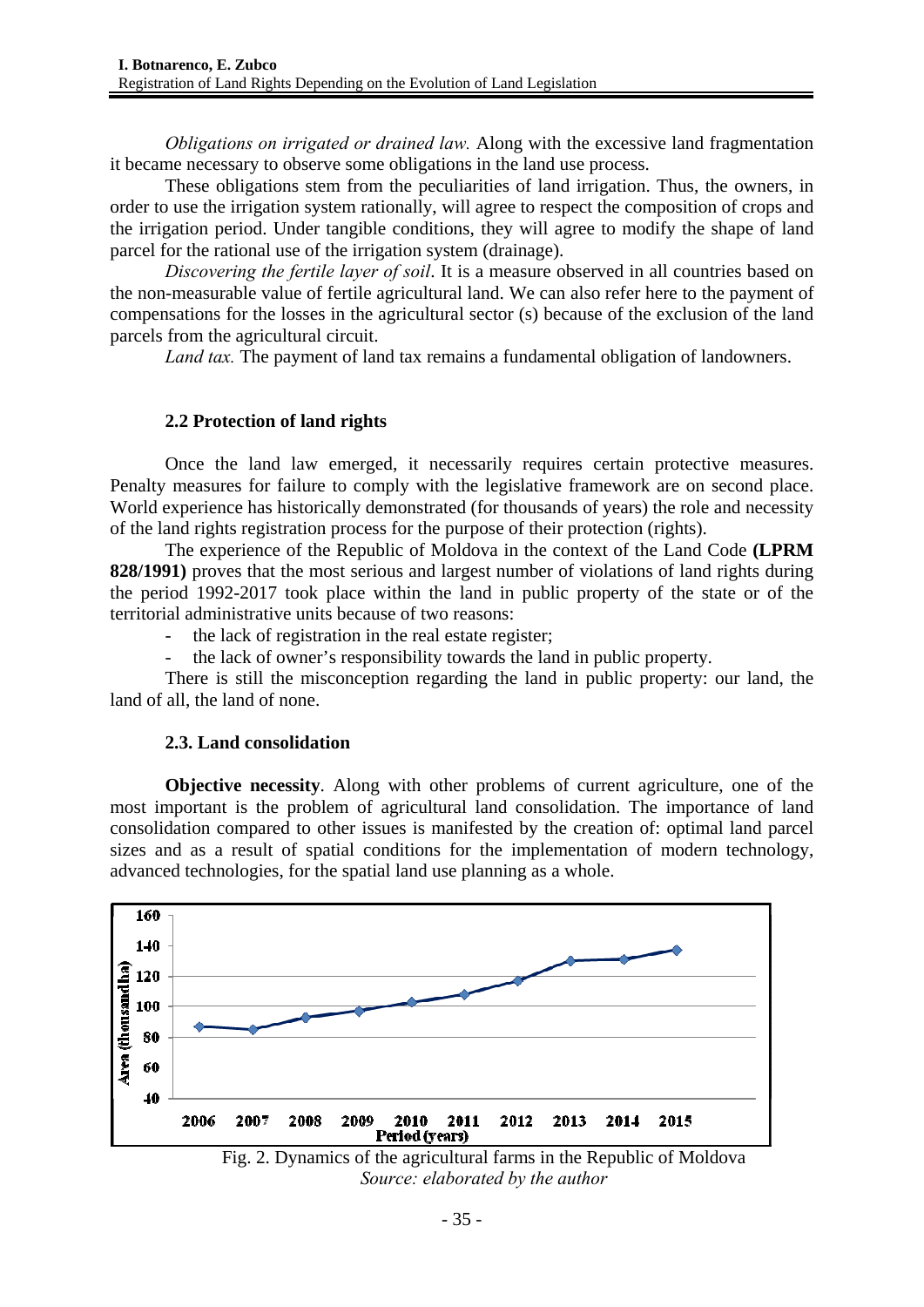*Obligations on irrigated or drained law.* Along with the excessive land fragmentation it became necessary to observe some obligations in the land use process.

These obligations stem from the peculiarities of land irrigation. Thus, the owners, in order to use the irrigation system rationally, will agree to respect the composition of crops and the irrigation period. Under tangible conditions, they will agree to modify the shape of land parcel for the rational use of the irrigation system (drainage).

*Discovering the fertile layer of soil*. It is a measure observed in all countries based on the non-measurable value of fertile agricultural land. We can also refer here to the payment of compensations for the losses in the agricultural sector (s) because of the exclusion of the land parcels from the agricultural circuit.

*Land tax.* The payment of land tax remains a fundamental obligation of landowners.

### 2.2 Protection of land rights

Once the land law emerged, it necessarily requires certain protective measures. Penalty measures for failure to comply with the legislative framework are on second place. World experience has historically demonstrated (for thousands of years) the role and necessity of the land rights registration process for the purpose of their protection (rights).

The experience of the Republic of Moldova in the context of the Land Code **(LPRM 828/1991)** proves that the most serious and largest number of violations of land rights during the period 1992-2017 took place within the land in public property of the state or of the territorial administrative units because of two reasons:

- the lack of registration in the real estate register;
- the lack of owner's responsibility towards the land in public property.

There is still the misconception regarding the land in public property: our land, the land of all, the land of none.

### 2.3. Land consolidation

**Objective necessity**. Along with other problems of current agriculture, one of the most important is the problem of agricultural land consolidation. The importance of land consolidation compared to other issues is manifested by the creation of: optimal land parcel sizes and as a result of spatial conditions for the implementation of modern technology, advanced technologies, for the spatial land use planning as a whole.

Fig. 2. Dynamics of the agricultural farms in the Republic of Moldova
*Source: elaborated by the author*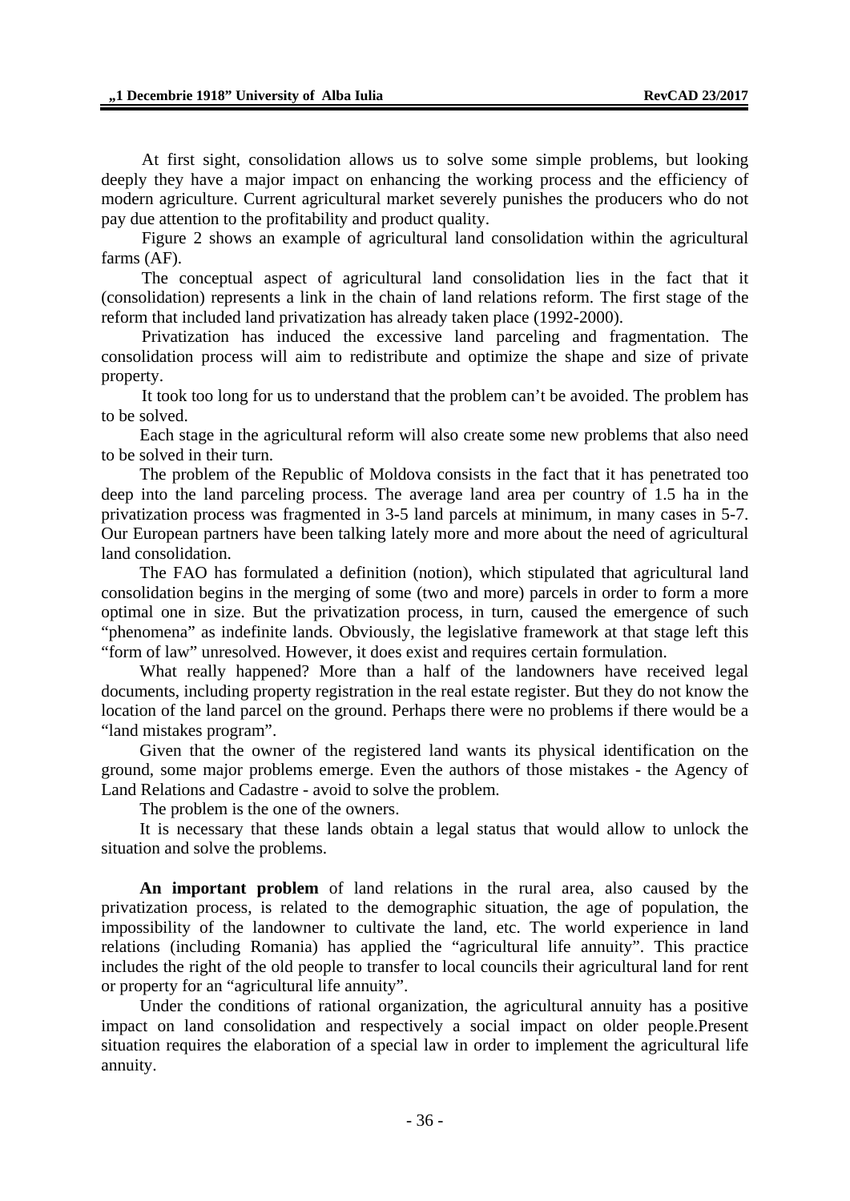At first sight, consolidation allows us to solve some simple problems, but looking deeply they have a major impact on enhancing the working process and the efficiency of modern agriculture. Current agricultural market severely punishes the producers who do not pay due attention to the profitability and product quality.

Figure 2 shows an example of agricultural land consolidation within the agricultural farms (AF).

The conceptual aspect of agricultural land consolidation lies in the fact that it (consolidation) represents a link in the chain of land relations reform. The first stage of the reform that included land privatization has already taken place (1992-2000).

Privatization has induced the excessive land parceling and fragmentation. The consolidation process will aim to redistribute and optimize the shape and size of private property.

It took too long for us to understand that the problem can't be avoided. The problem has to be solved.

Each stage in the agricultural reform will also create some new problems that also need to be solved in their turn.

The problem of the Republic of Moldova consists in the fact that it has penetrated too deep into the land parceling process. The average land area per country of 1.5 ha in the privatization process was fragmented in 3-5 land parcels at minimum, in many cases in 5-7. Our European partners have been talking lately more and more about the need of agricultural land consolidation.

The FAO has formulated a definition (notion), which stipulated that agricultural land consolidation begins in the merging of some (two and more) parcels in order to form a more optimal one in size. But the privatization process, in turn, caused the emergence of such "phenomena" as indefinite lands. Obviously, the legislative framework at that stage left this "form of law" unresolved. However, it does exist and requires certain formulation.

What really happened? More than a half of the landowners have received legal documents, including property registration in the real estate register. But they do not know the location of the land parcel on the ground. Perhaps there were no problems if there would be a "land mistakes program".

Given that the owner of the registered land wants its physical identification on the ground, some major problems emerge. Even the authors of those mistakes - the Agency of Land Relations and Cadastre - avoid to solve the problem.

The problem is the one of the owners.

It is necessary that these lands obtain a legal status that would allow to unlock the situation and solve the problems.

**An important problem** of land relations in the rural area, also caused by the privatization process, is related to the demographic situation, the age of population, the impossibility of the landowner to cultivate the land, etc. The world experience in land relations (including Romania) has applied the "agricultural life annuity". This practice includes the right of the old people to transfer to local councils their agricultural land for rent or property for an "agricultural life annuity".

Under the conditions of rational organization, the agricultural annuity has a positive impact on land consolidation and respectively a social impact on older people.Present situation requires the elaboration of a special law in order to implement the agricultural life annuity.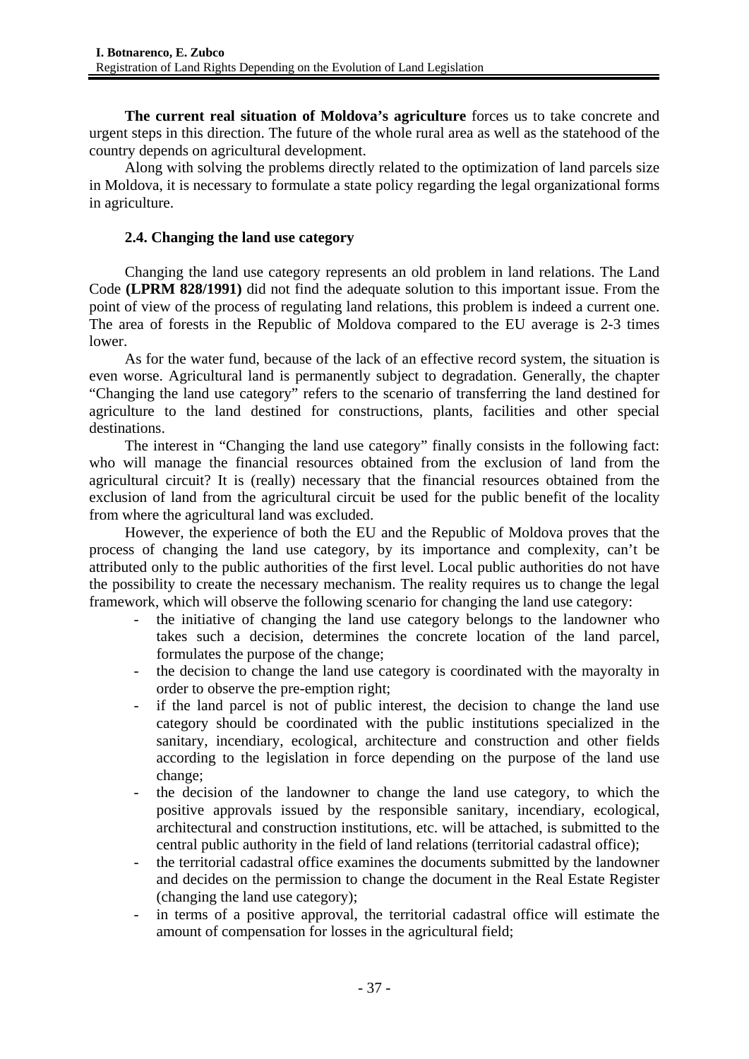**The current real situation of Moldova's agriculture** forces us to take concrete and urgent steps in this direction. The future of the whole rural area as well as the statehood of the country depends on agricultural development.

Along with solving the problems directly related to the optimization of land parcels size in Moldova, it is necessary to formulate a state policy regarding the legal organizational forms in agriculture.

### 2.4. Changing the land use category

Changing the land use category represents an old problem in land relations. The Land Code **(LPRM 828/1991)** did not find the adequate solution to this important issue. From the point of view of the process of regulating land relations, this problem is indeed a current one. The area of forests in the Republic of Moldova compared to the EU average is 2-3 times lower.

As for the water fund, because of the lack of an effective record system, the situation is even worse. Agricultural land is permanently subject to degradation. Generally, the chapter "Changing the land use category" refers to the scenario of transferring the land destined for agriculture to the land destined for constructions, plants, facilities and other special destinations.

The interest in "Changing the land use category" finally consists in the following fact: who will manage the financial resources obtained from the exclusion of land from the agricultural circuit? It is (really) necessary that the financial resources obtained from the exclusion of land from the agricultural circuit be used for the public benefit of the locality from where the agricultural land was excluded.

However, the experience of both the EU and the Republic of Moldova proves that the process of changing the land use category, by its importance and complexity, can't be attributed only to the public authorities of the first level. Local public authorities do not have the possibility to create the necessary mechanism. The reality requires us to change the legal framework, which will observe the following scenario for changing the land use category:

- the initiative of changing the land use category belongs to the landowner who takes such a decision, determines the concrete location of the land parcel, formulates the purpose of the change;
- the decision to change the land use category is coordinated with the mayoralty in order to observe the pre-emption right;
- if the land parcel is not of public interest, the decision to change the land use category should be coordinated with the public institutions specialized in the sanitary, incendiary, ecological, architecture and construction and other fields according to the legislation in force depending on the purpose of the land use change;
- the decision of the landowner to change the land use category, to which the positive approvals issued by the responsible sanitary, incendiary, ecological, architectural and construction institutions, etc. will be attached, is submitted to the central public authority in the field of land relations (territorial cadastral office);
- the territorial cadastral office examines the documents submitted by the landowner and decides on the permission to change the document in the Real Estate Register (changing the land use category);
- in terms of a positive approval, the territorial cadastral office will estimate the amount of compensation for losses in the agricultural field;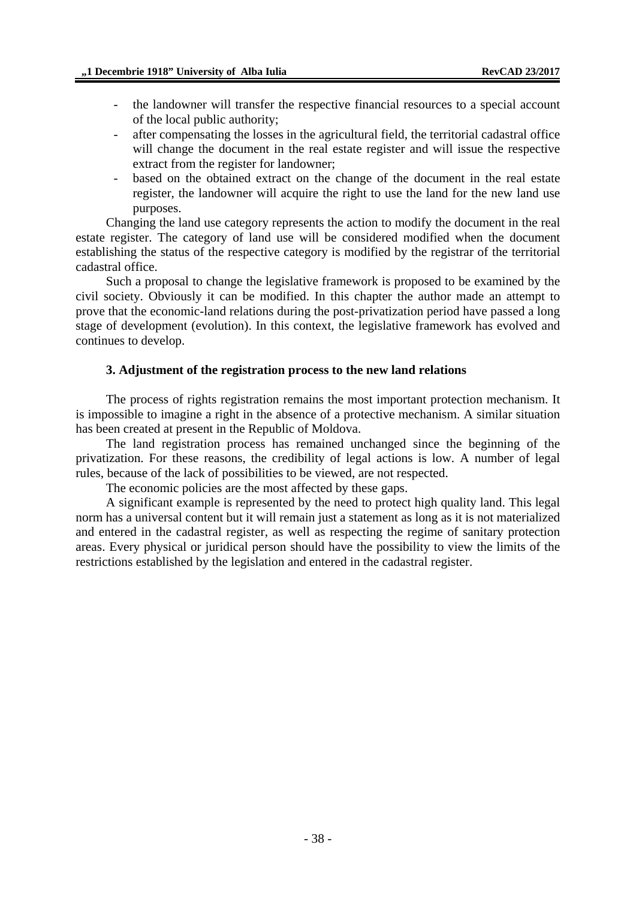- the landowner will transfer the respective financial resources to a special account of the local public authority;
- after compensating the losses in the agricultural field, the territorial cadastral office will change the document in the real estate register and will issue the respective extract from the register for landowner;
- based on the obtained extract on the change of the document in the real estate register, the landowner will acquire the right to use the land for the new land use purposes.

Changing the land use category represents the action to modify the document in the real estate register. The category of land use will be considered modified when the document establishing the status of the respective category is modified by the registrar of the territorial cadastral office.

Such a proposal to change the legislative framework is proposed to be examined by the civil society. Obviously it can be modified. In this chapter the author made an attempt to prove that the economic-land relations during the post-privatization period have passed a long stage of development (evolution). In this context, the legislative framework has evolved and continues to develop.

### 3. Adjustment of the registration process to the new land relations

The process of rights registration remains the most important protection mechanism. It is impossible to imagine a right in the absence of a protective mechanism. A similar situation has been created at present in the Republic of Moldova.

The land registration process has remained unchanged since the beginning of the privatization. For these reasons, the credibility of legal actions is low. A number of legal rules, because of the lack of possibilities to be viewed, are not respected.

The economic policies are the most affected by these gaps.

A significant example is represented by the need to protect high quality land. This legal norm has a universal content but it will remain just a statement as long as it is not materialized and entered in the cadastral register, as well as respecting the regime of sanitary protection areas. Every physical or juridical person should have the possibility to view the limits of the restrictions established by the legislation and entered in the cadastral register.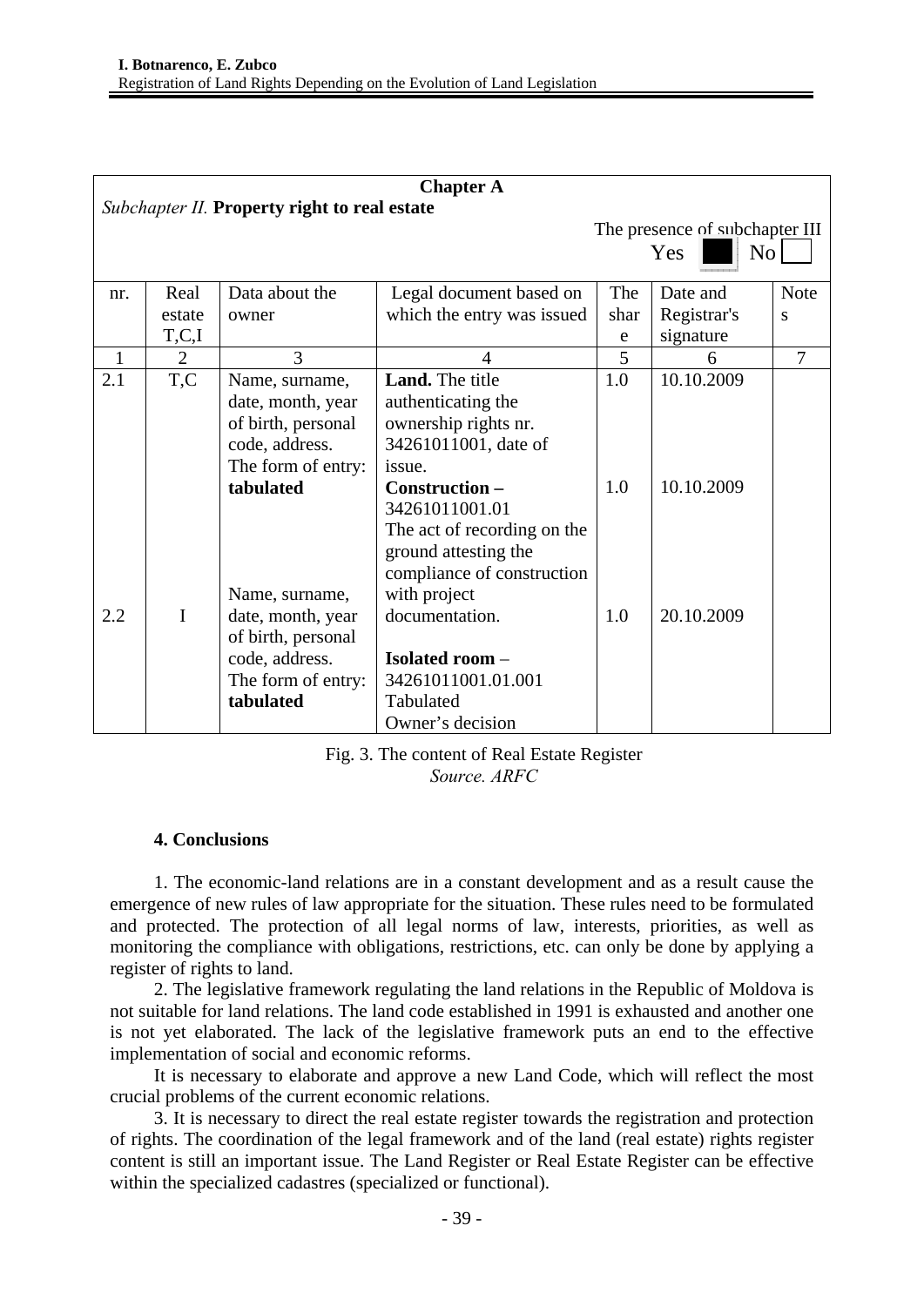| Chapter A | | | | | | |
|---|---|---|---|---|---|---|
| *Subchapter II.* **Property right to real estate** | | | | | | |
| | | | | The presence of subchapter III Yes ■ No ☐ | | |
| nr. | Real estate T,C,I | Data about the owner | Legal document based on which the entry was issued | The share | Date and Registrar's signature | Notes |
| 1 | 2 | 3 | 4 | 5 | 6 | 7 |
| 2.1 | T,C | Name, surname, date, month, year of birth, personal code, address. The form of entry: **tabulated** | **Land.** The title authenticating the ownership rights nr. 34261011001, date of issue. | 1.0 | 10.10.2009 | |
| | | | **Construction –** 34261011001.01 The act of recording on the ground attesting the compliance of construction with project documentation. | 1.0 | 10.10.2009 | |
| 2.2 | I | Name, surname, date, month, year of birth, personal code, address. The form of entry: **tabulated** | **Isolated room** – 34261011001.01.001 Tabulated Owner's decision | 1.0 | 20.10.2009 | |

Fig. 3. The content of Real Estate Register
*Source. ARFC*

## 4. Conclusions

1. The economic-land relations are in a constant development and as a result cause the emergence of new rules of law appropriate for the situation. These rules need to be formulated and protected. The protection of all legal norms of law, interests, priorities, as well as monitoring the compliance with obligations, restrictions, etc. can only be done by applying a register of rights to land.

2. The legislative framework regulating the land relations in the Republic of Moldova is not suitable for land relations. The land code established in 1991 is exhausted and another one is not yet elaborated. The lack of the legislative framework puts an end to the effective implementation of social and economic reforms.

It is necessary to elaborate and approve a new Land Code, which will reflect the most crucial problems of the current economic relations.

3. It is necessary to direct the real estate register towards the registration and protection of rights. The coordination of the legal framework and of the land (real estate) rights register content is still an important issue. The Land Register or Real Estate Register can be effective within the specialized cadastres (specialized or functional).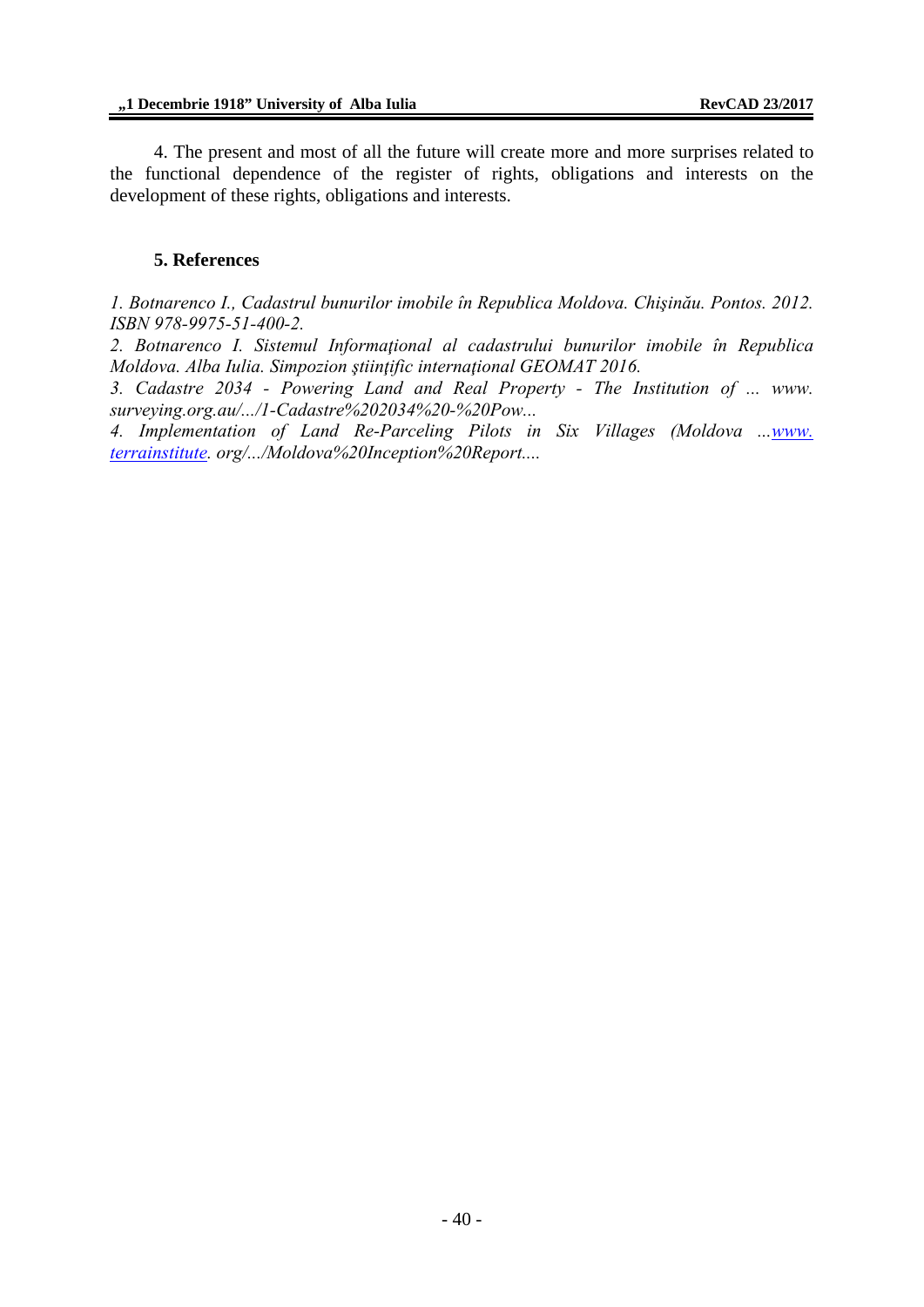4. The present and most of all the future will create more and more surprises related to the functional dependence of the register of rights, obligations and interests on the development of these rights, obligations and interests.

## 5. References

*1. Botnarenco I., Cadastrul bunurilor imobile în Republica Moldova. Chişinău. Pontos. 2012. ISBN 978-9975-51-400-2.*

*2. Botnarenco I. Sistemul Informaţional al cadastrului bunurilor imobile în Republica Moldova. Alba Iulia. Simpozion ştiinţific internaţional GEOMAT 2016.*

*3. Cadastre 2034 - Powering Land and Real Property - The Institution of ... www. surveying.org.au/.../1-Cadastre%202034%20-%20Pow...*

*4. Implementation of Land Re-Parceling Pilots in Six Villages (Moldova ...www. terrainstitute. org/.../Moldova%20Inception%20Report....*